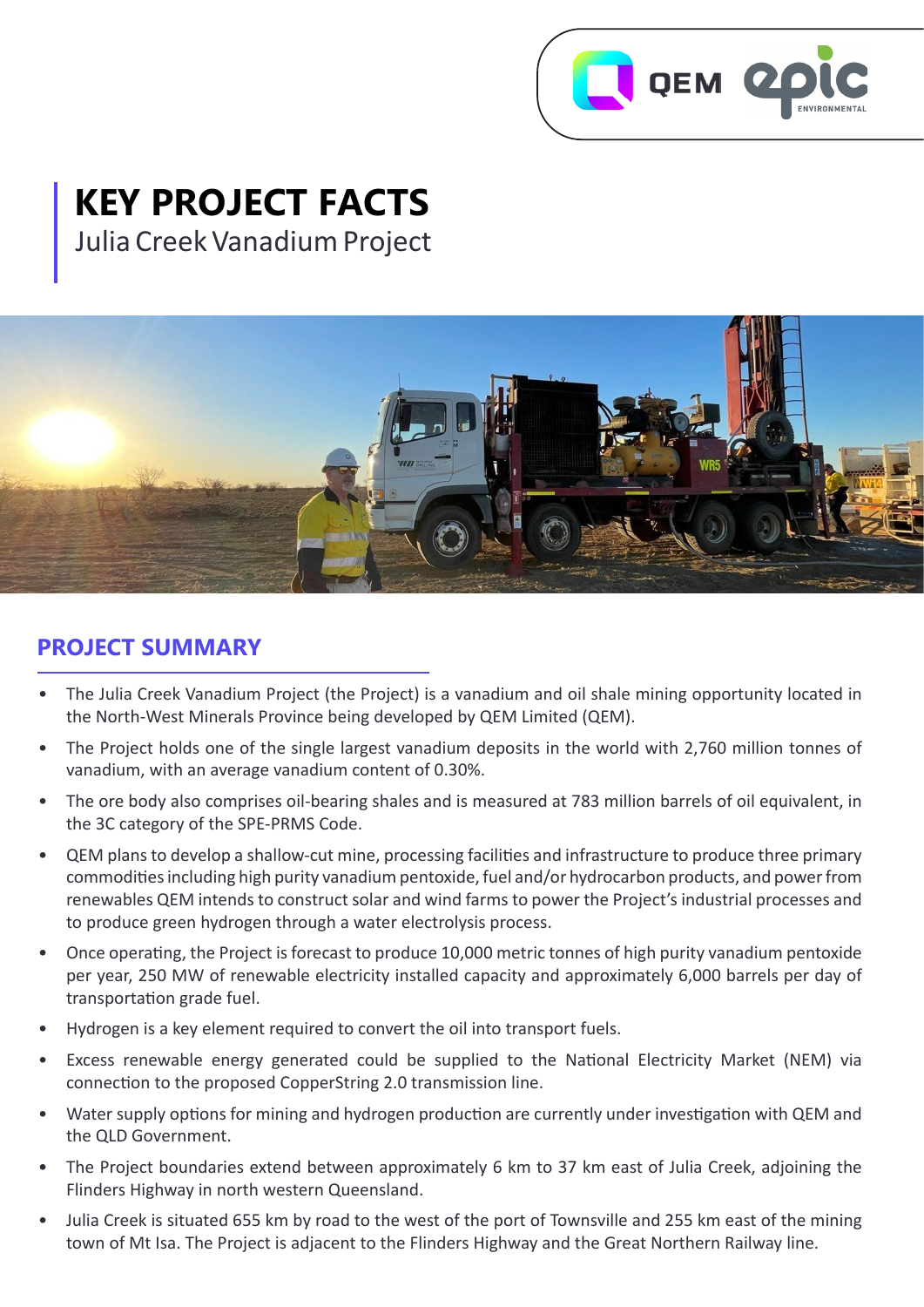# KEY PROJECT FACTS

Julia Creek Vanadium Project

## PROJECT SUMMARY

- The Julia Creek Vanadium Project (the Project) is a vanadium and oil shale mining opportunity located in the North-West Minerals Province being developed by QEM Limited (QEM).
- The Project holds one of the single largest vanadium deposits in the world with 2,760 million tonnes of vanadium, with an average vanadium content of 0.30%.
- The ore body also comprises oil-bearing shales and is measured at 783 million barrels of oil equivalent, in the 3C category of the SPE-PRMS Code.
- QEM plans to develop a shallow-cut mine, processing facilities and infrastructure to produce three primary commodities including high purity vanadium pentoxide, fuel and/or hydrocarbon products, and power from renewables QEM intends to construct solar and wind farms to power the Project's industrial processes and to produce green hydrogen through a water electrolysis process.
- Once operating, the Project is forecast to produce 10,000 metric tonnes of high purity vanadium pentoxide per year, 250 MW of renewable electricity installed capacity and approximately 6,000 barrels per day of transportation grade fuel.
- Hydrogen is a key element required to convert the oil into transport fuels.
- Excess renewable energy generated could be supplied to the National Electricity Market (NEM) via connection to the proposed CopperString 2.0 transmission line.
- Water supply options for mining and hydrogen production are currently under investigation with QEM and the QLD Government.
- The Project boundaries extend between approximately 6 km to 37 km east of Julia Creek, adjoining the Flinders Highway in north western Queensland.
- Julia Creek is situated 655 km by road to the west of the port of Townsville and 255 km east of the mining town of Mt Isa. The Project is adjacent to the Flinders Highway and the Great Northern Railway line.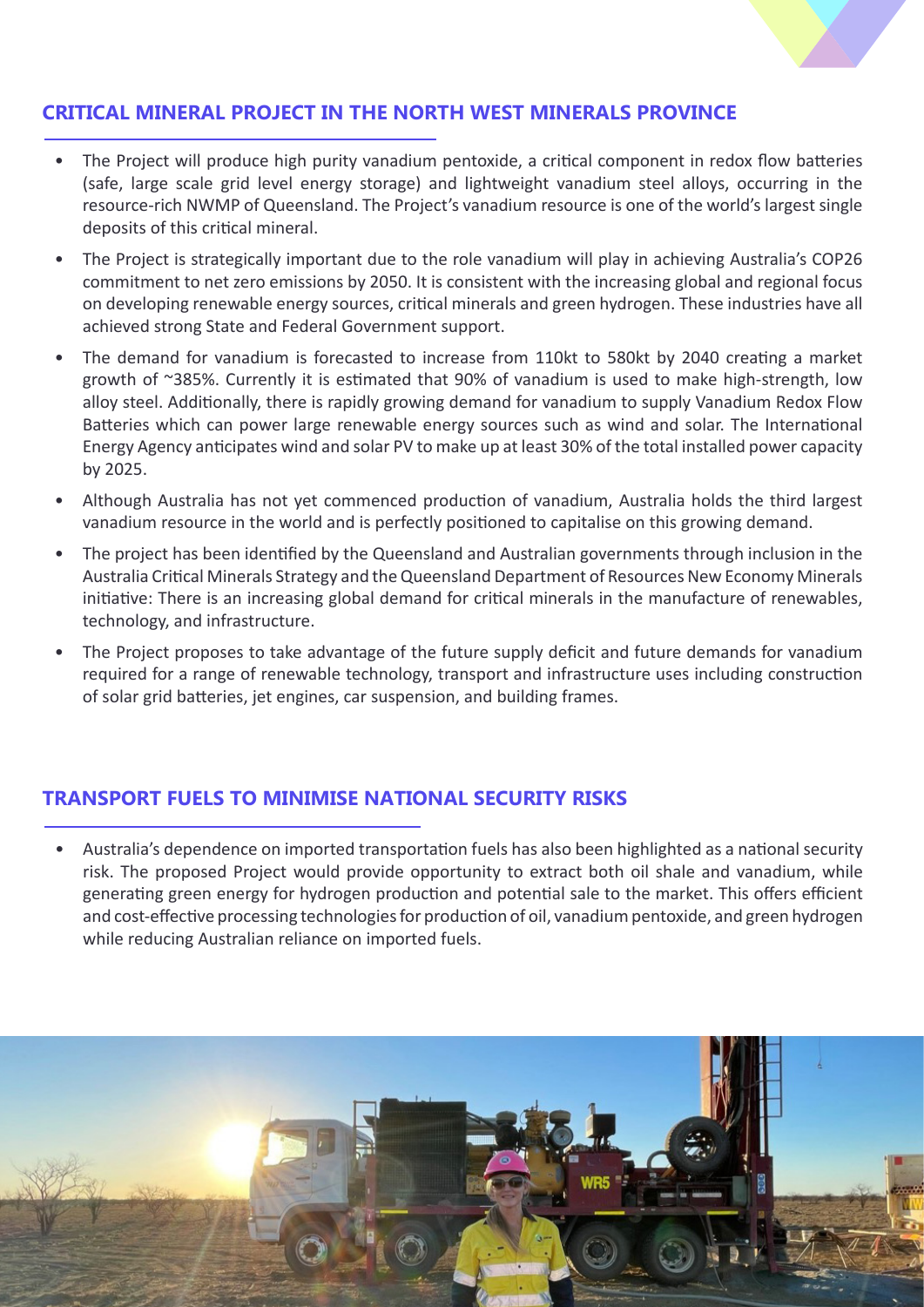## CRITICAL MINERAL PROJECT IN THE NORTH WEST MINERALS PROVINCE

- The Project will produce high purity vanadium pentoxide, a critical component in redox flow batteries (safe, large scale grid level energy storage) and lightweight vanadium steel alloys, occurring in the resource-rich NWMP of Queensland. The Project's vanadium resource is one of the world's largest single deposits of this critical mineral.
- The Project is strategically important due to the role vanadium will play in achieving Australia's COP26 commitment to net zero emissions by 2050. It is consistent with the increasing global and regional focus on developing renewable energy sources, critical minerals and green hydrogen. These industries have all achieved strong State and Federal Government support.
- The demand for vanadium is forecasted to increase from 110kt to 580kt by 2040 creating a market growth of ~385%. Currently it is estimated that 90% of vanadium is used to make high-strength, low alloy steel. Additionally, there is rapidly growing demand for vanadium to supply Vanadium Redox Flow Batteries which can power large renewable energy sources such as wind and solar. The International Energy Agency anticipates wind and solar PV to make up at least 30% of the total installed power capacity by 2025.
- Although Australia has not yet commenced production of vanadium, Australia holds the third largest vanadium resource in the world and is perfectly positioned to capitalise on this growing demand.
- The project has been identified by the Queensland and Australian governments through inclusion in the Australia Critical Minerals Strategy and the Queensland Department of Resources New Economy Minerals initiative: There is an increasing global demand for critical minerals in the manufacture of renewables, technology, and infrastructure.
- The Project proposes to take advantage of the future supply deficit and future demands for vanadium required for a range of renewable technology, transport and infrastructure uses including construction of solar grid batteries, jet engines, car suspension, and building frames.

## TRANSPORT FUELS TO MINIMISE NATIONAL SECURITY RISKS

- Australia's dependence on imported transportation fuels has also been highlighted as a national security risk. The proposed Project would provide opportunity to extract both oil shale and vanadium, while generating green energy for hydrogen production and potential sale to the market. This offers efficient and cost-effective processing technologies for production of oil, vanadium pentoxide, and green hydrogen while reducing Australian reliance on imported fuels.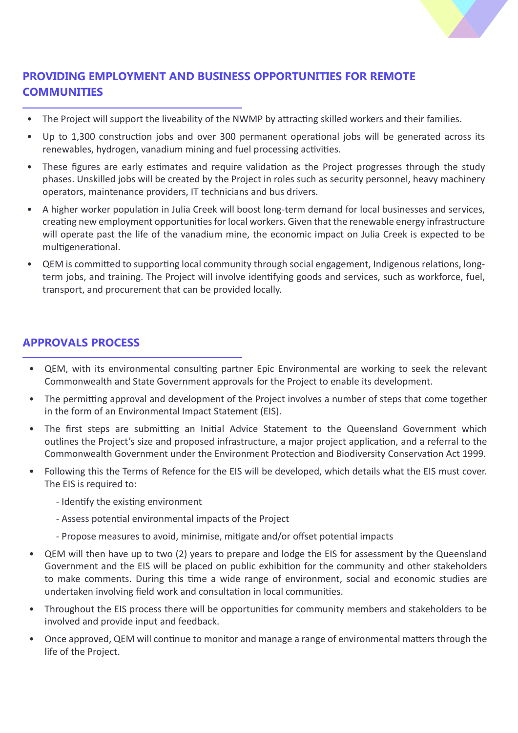## PROVIDING EMPLOYMENT AND BUSINESS OPPORTUNITIES FOR REMOTE COMMUNITIES

- The Project will support the liveability of the NWMP by attracting skilled workers and their families.
- Up to 1,300 construction jobs and over 300 permanent operational jobs will be generated across its renewables, hydrogen, vanadium mining and fuel processing activities.
- These figures are early estimates and require validation as the Project progresses through the study phases. Unskilled jobs will be created by the Project in roles such as security personnel, heavy machinery operators, maintenance providers, IT technicians and bus drivers.
- A higher worker population in Julia Creek will boost long-term demand for local businesses and services, creating new employment opportunities for local workers. Given that the renewable energy infrastructure will operate past the life of the vanadium mine, the economic impact on Julia Creek is expected to be multigenerational.
- QEM is committed to supporting local community through social engagement, Indigenous relations, long-term jobs, and training. The Project will involve identifying goods and services, such as workforce, fuel, transport, and procurement that can be provided locally.

## APPROVALS PROCESS

- QEM, with its environmental consulting partner Epic Environmental are working to seek the relevant Commonwealth and State Government approvals for the Project to enable its development.
- The permitting approval and development of the Project involves a number of steps that come together in the form of an Environmental Impact Statement (EIS).
- The first steps are submitting an Initial Advice Statement to the Queensland Government which outlines the Project's size and proposed infrastructure, a major project application, and a referral to the Commonwealth Government under the Environment Protection and Biodiversity Conservation Act 1999.
- Following this the Terms of Refence for the EIS will be developed, which details what the EIS must cover. The EIS is required to:
  - Identify the existing environment
  - Assess potential environmental impacts of the Project
  - Propose measures to avoid, minimise, mitigate and/or offset potential impacts
- QEM will then have up to two (2) years to prepare and lodge the EIS for assessment by the Queensland Government and the EIS will be placed on public exhibition for the community and other stakeholders to make comments. During this time a wide range of environment, social and economic studies are undertaken involving field work and consultation in local communities.
- Throughout the EIS process there will be opportunities for community members and stakeholders to be involved and provide input and feedback.
- Once approved, QEM will continue to monitor and manage a range of environmental matters through the life of the Project.